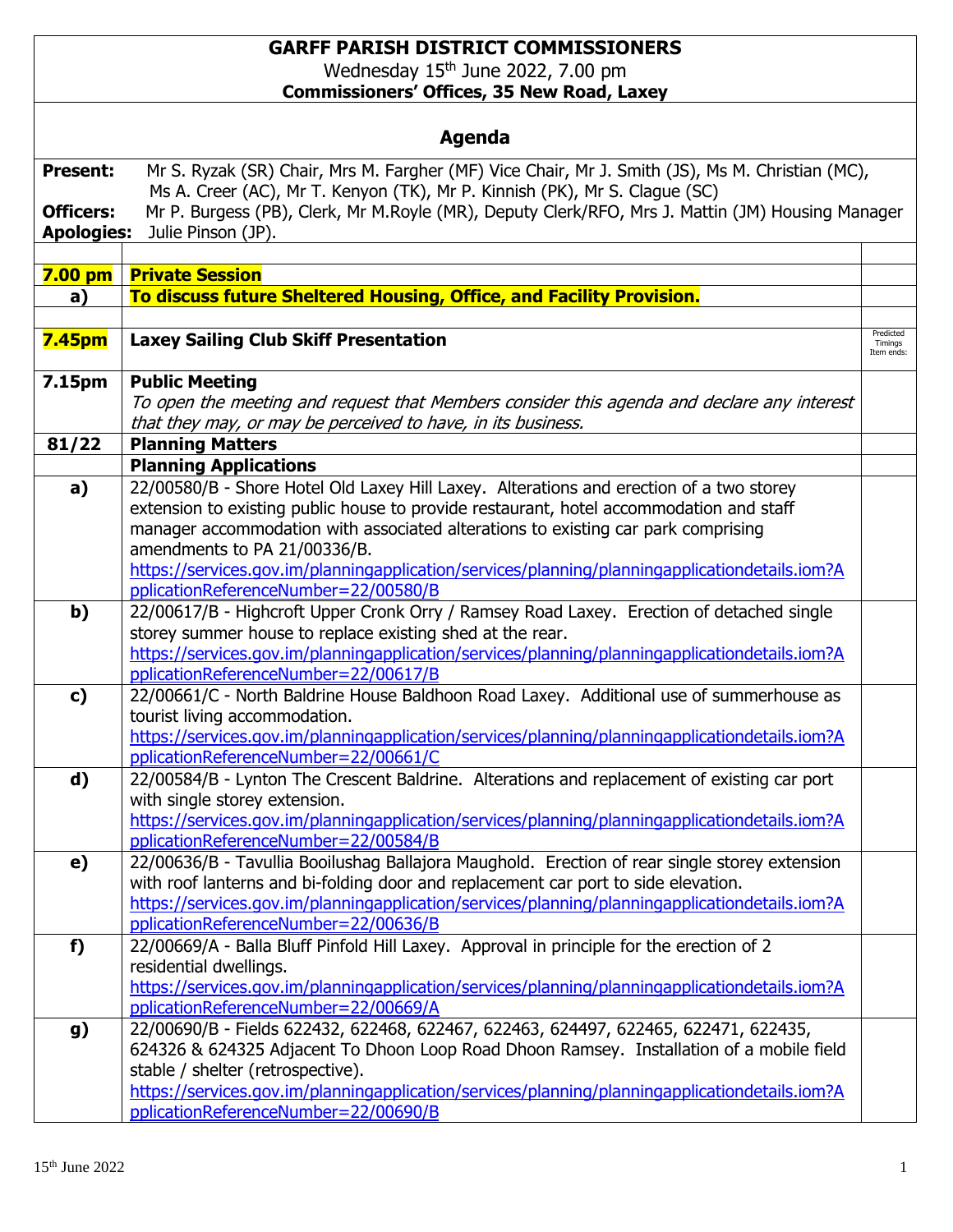# GARFF PARISH DISTRICT COMMISSIONERS

Wednesday 15th June 2022, 7.00 pm

**Commissioners' Offices, 35 New Road, Laxey**

## Agenda

**Present:** Mr S. Ryzak (SR) Chair, Mrs M. Fargher (MF) Vice Chair, Mr J. Smith (JS), Ms M. Christian (MC), Ms A. Creer (AC), Mr T. Kenyon (TK), Mr P. Kinnish (PK), Mr S. Clague (SC)

**Officers:** Mr P. Burgess (PB), Clerk, Mr M.Royle (MR), Deputy Clerk/RFO, Mrs J. Mattin (JM) Housing Manager

**Apologies:** Julie Pinson (JP).

| | | |
|---|---|---|
| **7.00 pm** | **Private Session** | |
| **a)** | **To discuss future Sheltered Housing, Office, and Facility Provision.** | |
| **7.45pm** | **Laxey Sailing Club Skiff Presentation** | Predicted Timings Item ends: |
| **7.15pm** | **Public Meeting**<br>*To open the meeting and request that Members consider this agenda and declare any interest that they may, or may be perceived to have, in its business.* | |
| **81/22** | **Planning Matters** | |
| | **Planning Applications** | |
| **a)** | 22/00580/B - Shore Hotel Old Laxey Hill Laxey. Alterations and erection of a two storey extension to existing public house to provide restaurant, hotel accommodation and staff manager accommodation with associated alterations to existing car park comprising amendments to PA 21/00336/B.<br>https://services.gov.im/planningapplication/services/planning/planningapplicationdetails.iom?ApplicationReferenceNumber=22/00580/B | |
| **b)** | 22/00617/B - Highcroft Upper Cronk Orry / Ramsey Road Laxey. Erection of detached single storey summer house to replace existing shed at the rear.<br>https://services.gov.im/planningapplication/services/planning/planningapplicationdetails.iom?ApplicationReferenceNumber=22/00617/B | |
| **c)** | 22/00661/C - North Baldrine House Baldhoon Road Laxey. Additional use of summerhouse as tourist living accommodation.<br>https://services.gov.im/planningapplication/services/planning/planningapplicationdetails.iom?ApplicationReferenceNumber=22/00661/C | |
| **d)** | 22/00584/B - Lynton The Crescent Baldrine. Alterations and replacement of existing car port with single storey extension.<br>https://services.gov.im/planningapplication/services/planning/planningapplicationdetails.iom?ApplicationReferenceNumber=22/00584/B | |
| **e)** | 22/00636/B - Tavullia Booilushag Ballajora Maughold. Erection of rear single storey extension with roof lanterns and bi-folding door and replacement car port to side elevation.<br>https://services.gov.im/planningapplication/services/planning/planningapplicationdetails.iom?ApplicationReferenceNumber=22/00636/B | |
| **f)** | 22/00669/A - Balla Bluff Pinfold Hill Laxey. Approval in principle for the erection of 2 residential dwellings.<br>https://services.gov.im/planningapplication/services/planning/planningapplicationdetails.iom?ApplicationReferenceNumber=22/00669/A | |
| **g)** | 22/00690/B - Fields 622432, 622468, 622467, 622463, 624497, 622465, 622471, 622435, 624326 & 624325 Adjacent To Dhoon Loop Road Dhoon Ramsey. Installation of a mobile field stable / shelter (retrospective).<br>https://services.gov.im/planningapplication/services/planning/planningapplicationdetails.iom?ApplicationReferenceNumber=22/00690/B | |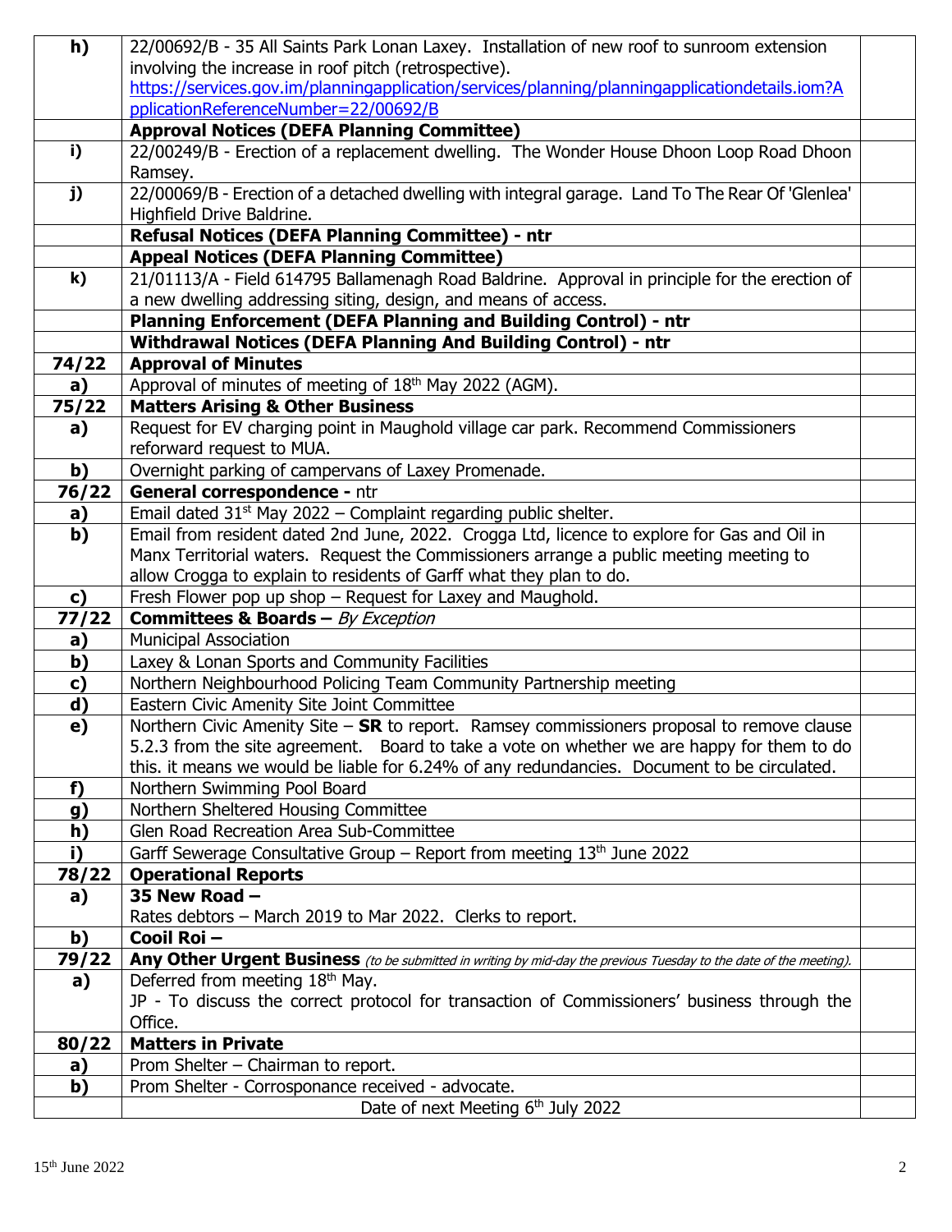| | | |
|---|---|---|
| **h)** | 22/00692/B - 35 All Saints Park Lonan Laxey. Installation of new roof to sunroom extension involving the increase in roof pitch (retrospective). https://services.gov.im/planningapplication/services/planning/planningapplicationdetails.iom?ApplicationReferenceNumber=22/00692/B | |
| | **Approval Notices (DEFA Planning Committee)** | |
| **i)** | 22/00249/B - Erection of a replacement dwelling. The Wonder House Dhoon Loop Road Dhoon Ramsey. | |
| **j)** | 22/00069/B - Erection of a detached dwelling with integral garage. Land To The Rear Of 'Glenlea' Highfield Drive Baldrine. | |
| | **Refusal Notices (DEFA Planning Committee) - ntr** | |
| | **Appeal Notices (DEFA Planning Committee)** | |
| **k)** | 21/01113/A - Field 614795 Ballamenagh Road Baldrine. Approval in principle for the erection of a new dwelling addressing siting, design, and means of access. | |
| | **Planning Enforcement (DEFA Planning and Building Control) - ntr** | |
| | **Withdrawal Notices (DEFA Planning And Building Control) - ntr** | |
| **74/22** | **Approval of Minutes** | |
| **a)** | Approval of minutes of meeting of 18th May 2022 (AGM). | |
| **75/22** | **Matters Arising & Other Business** | |
| **a)** | Request for EV charging point in Maughold village car park. Recommend Commissioners reforward request to MUA. | |
| **b)** | Overnight parking of campervans of Laxey Promenade. | |
| **76/22** | **General correspondence -** ntr | |
| **a)** | Email dated 31st May 2022 – Complaint regarding public shelter. | |
| **b)** | Email from resident dated 2nd June, 2022. Crogga Ltd, licence to explore for Gas and Oil in Manx Territorial waters. Request the Commissioners arrange a public meeting meeting to allow Crogga to explain to residents of Garff what they plan to do. | |
| **c)** | Fresh Flower pop up shop – Request for Laxey and Maughold. | |
| **77/22** | **Committees & Boards –** *By Exception* | |
| **a)** | Municipal Association | |
| **b)** | Laxey & Lonan Sports and Community Facilities | |
| **c)** | Northern Neighbourhood Policing Team Community Partnership meeting | |
| **d)** | Eastern Civic Amenity Site Joint Committee | |
| **e)** | Northern Civic Amenity Site – **SR** to report. Ramsey commissioners proposal to remove clause 5.2.3 from the site agreement. Board to take a vote on whether we are happy for them to do this. it means we would be liable for 6.24% of any redundancies. Document to be circulated. | |
| **f)** | Northern Swimming Pool Board | |
| **g)** | Northern Sheltered Housing Committee | |
| **h)** | Glen Road Recreation Area Sub-Committee | |
| **i)** | Garff Sewerage Consultative Group – Report from meeting 13th June 2022 | |
| **78/22** | **Operational Reports** | |
| **a)** | **35 New Road –** Rates debtors – March 2019 to Mar 2022. Clerks to report. | |
| **b)** | **Cooil Roi –** | |
| **79/22** | **Any Other Urgent Business** *(to be submitted in writing by mid-day the previous Tuesday to the date of the meeting).* | |
| **a)** | Deferred from meeting 18th May. JP - To discuss the correct protocol for transaction of Commissioners' business through the Office. | |
| **80/22** | **Matters in Private** | |
| **a)** | Prom Shelter – Chairman to report. | |
| **b)** | Prom Shelter - Corrosponance received - advocate. | |
| | Date of next Meeting 6th July 2022 | |